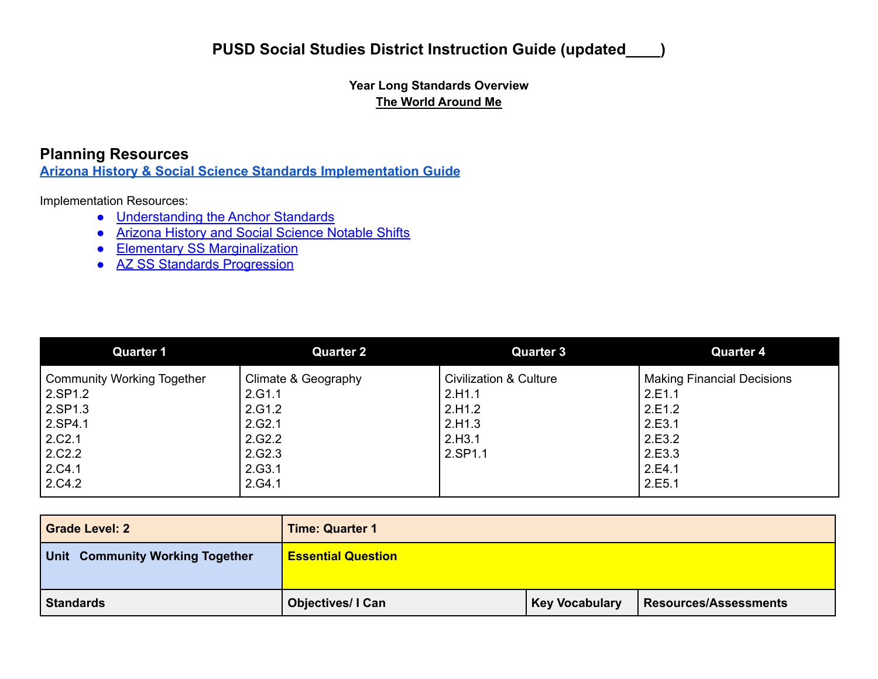# PUSD Social Studies District Instruction Guide (updated____)

**Year Long Standards Overview**
**The World Around Me**

## Planning Resources

**Arizona History & Social Science Standards Implementation Guide**

Implementation Resources:

- Understanding the Anchor Standards
- Arizona History and Social Science Notable Shifts
- Elementary SS Marginalization
- AZ SS Standards Progression

| Quarter 1 | Quarter 2 | Quarter 3 | Quarter 4 |
|---|---|---|---|
| Community Working Together<br>2.SP1.2<br>2.SP1.3<br>2.SP4.1<br>2.C2.1<br>2.C2.2<br>2.C4.1<br>2.C4.2 | Climate & Geography<br>2.G1.1<br>2.G1.2<br>2.G2.1<br>2.G2.2<br>2.G2.3<br>2.G3.1<br>2.G4.1 | Civilization & Culture<br>2.H1.1<br>2.H1.2<br>2.H1.3<br>2.H3.1<br>2.SP1.1 | Making Financial Decisions<br>2.E1.1<br>2.E1.2<br>2.E3.1<br>2.E3.2<br>2.E3.3<br>2.E4.1<br>2.E5.1 |

| **Grade Level: 2** | **Time: Quarter 1** | | |
|---|---|---|---|
| **Unit Community Working Together** | **Essential Question** | | |
| **Standards** | **Objectives/ I Can** | **Key Vocabulary** | **Resources/Assessments** |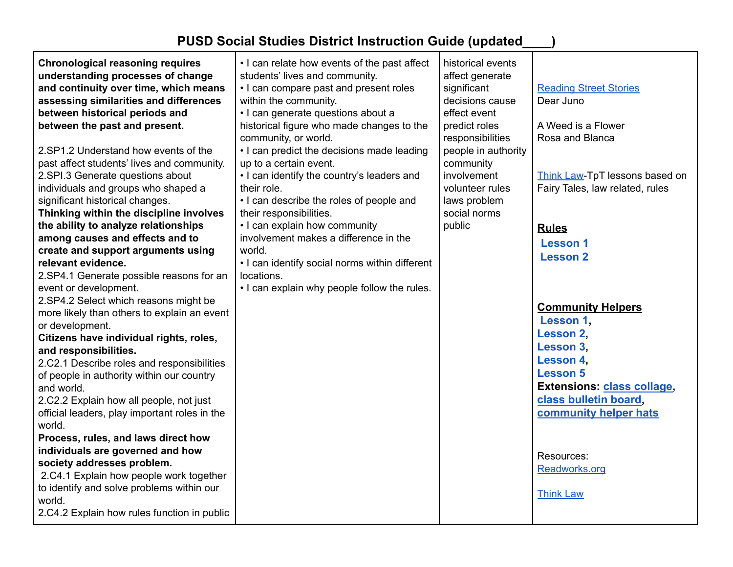# PUSD Social Studies District Instruction Guide (updated____)

| | | | |
|---|---|---|---|
| **Chronological reasoning requires understanding processes of change and continuity over time, which means assessing similarities and differences between historical periods and between the past and present.**<br><br>2.SP1.2 Understand how events of the past affect students' lives and community.<br>2.SPI.3 Generate questions about individuals and groups who shaped a significant historical changes.<br>**Thinking within the discipline involves the ability to analyze relationships among causes and effects and to create and support arguments using relevant evidence.**<br>2.SP4.1 Generate possible reasons for an event or development.<br>2.SP4.2 Select which reasons might be more likely than others to explain an event or development.<br>**Citizens have individual rights, roles, and responsibilities.**<br>2.C2.1 Describe roles and responsibilities of people in authority within our country and world.<br>2.C2.2 Explain how all people, not just official leaders, play important roles in the world.<br>**Process, rules, and laws direct how individuals are governed and how society addresses problem.**<br>2.C4.1 Explain how people work together to identify and solve problems within our world.<br>2.C4.2 Explain how rules function in public | • I can relate how events of the past affect students' lives and community.<br>• I can compare past and present roles within the community.<br>• I can generate questions about a historical figure who made changes to the community, or world.<br>• I can predict the decisions made leading up to a certain event.<br>• I can identify the country's leaders and their role.<br>• I can describe the roles of people and their responsibilities.<br>• I can explain how community involvement makes a difference in the world.<br>• I can identify social norms within different locations.<br>• I can explain why people follow the rules. | historical events affect generate significant decisions cause effect event predict roles responsibilities people in authority community involvement volunteer rules laws problem social norms public | Reading Street Stories<br>Dear Juno<br><br>A Weed is a Flower<br>Rosa and Blanca<br><br>Think Law-TpT lessons based on Fairy Tales, law related, rules<br><br>**Rules**<br>**Lesson 1**<br>**Lesson 2**<br><br>**Community Helpers**<br>**Lesson 1**,<br>**Lesson 2**,<br>**Lesson 3**,<br>**Lesson 4**,<br>**Lesson 5**<br>**Extensions: class collage, class bulletin board, community helper hats**<br><br>Resources:<br>Readworks.org<br><br>Think Law |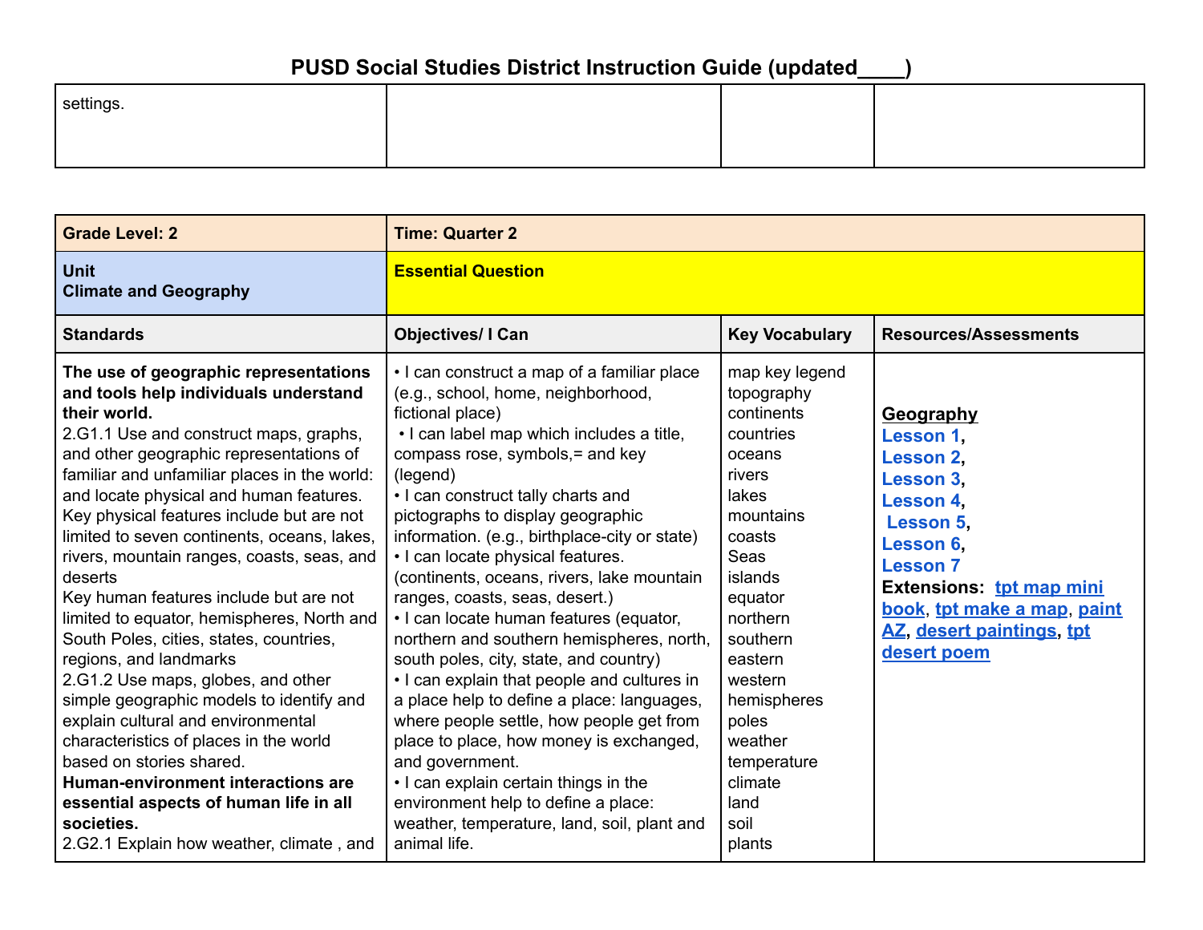# PUSD Social Studies District Instruction Guide (updated____)

| settings. | | | |
|---|---|---|---|

| **Grade Level: 2** | **Time: Quarter 2** | | |
|---|---|---|---|
| **Unit**<br>**Climate and Geography** | **Essential Question** | | |
| **Standards** | **Objectives/ I Can** | **Key Vocabulary** | **Resources/Assessments** |
| **The use of geographic representations and tools help individuals understand their world.**<br>2.G1.1 Use and construct maps, graphs, and other geographic representations of familiar and unfamiliar places in the world: and locate physical and human features.<br>Key physical features include but are not limited to seven continents, oceans, lakes, rivers, mountain ranges, coasts, seas, and deserts<br>Key human features include but are not limited to equator, hemispheres, North and South Poles, cities, states, countries, regions, and landmarks<br>2.G1.2 Use maps, globes, and other simple geographic models to identify and explain cultural and environmental characteristics of places in the world based on stories shared.<br>**Human-environment interactions are essential aspects of human life in all societies.**<br>2.G2.1 Explain how weather, climate , and | • I can construct a map of a familiar place (e.g., school, home, neighborhood, fictional place)<br>• I can label map which includes a title, compass rose, symbols,= and key (legend)<br>• I can construct tally charts and pictographs to display geographic information. (e.g., birthplace-city or state)<br>• I can locate physical features. (continents, oceans, rivers, lake mountain ranges, coasts, seas, desert.)<br>• I can locate human features (equator, northern and southern hemispheres, north, south poles, city, state, and country)<br>• I can explain that people and cultures in a place help to define a place: languages, where people settle, how people get from place to place, how money is exchanged, and government.<br>• I can explain certain things in the environment help to define a place: weather, temperature, land, soil, plant and animal life. | map key legend<br>topography<br>continents<br>countries<br>oceans<br>rivers<br>lakes<br>mountains<br>coasts<br>Seas<br>islands<br>equator<br>northern<br>southern<br>eastern<br>western<br>hemispheres<br>poles<br>weather<br>temperature<br>climate<br>land<br>soil<br>plants | **Geography**<br>Lesson 1,<br>Lesson 2,<br>Lesson 3,<br>Lesson 4,<br>Lesson 5,<br>Lesson 6,<br>Lesson 7<br>**Extensions:** tpt map mini book, tpt make a map, paint AZ, desert paintings, tpt desert poem |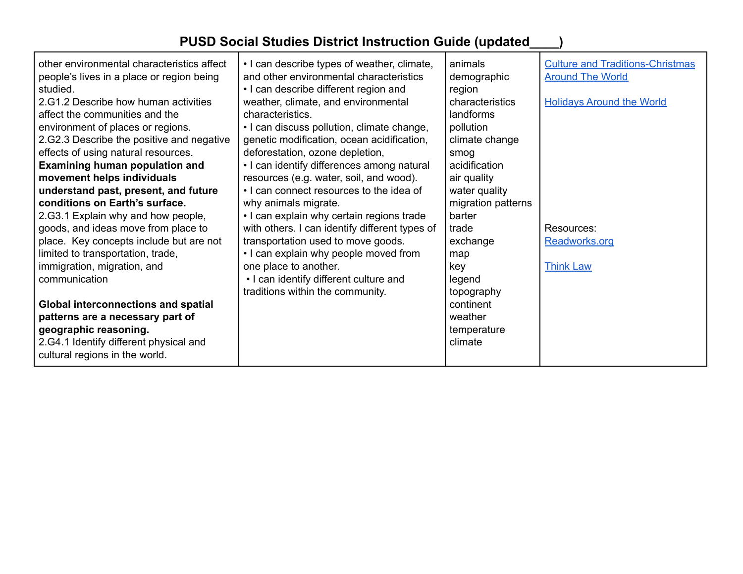# PUSD Social Studies District Instruction Guide (updated____)

| | | | |
|---|---|---|---|
| other environmental characteristics affect people's lives in a place or region being studied.<br>2.G1.2 Describe how human activities affect the communities and the environment of places or regions.<br>2.G2.3 Describe the positive and negative effects of using natural resources.<br>**Examining human population and movement helps individuals understand past, present, and future conditions on Earth's surface.**<br>2.G3.1 Explain why and how people, goods, and ideas move from place to place. Key concepts include but are not limited to transportation, trade, immigration, migration, and communication<br><br>**Global interconnections and spatial patterns are a necessary part of geographic reasoning.**<br>2.G4.1 Identify different physical and cultural regions in the world. | • I can describe types of weather, climate, and other environmental characteristics<br>• I can describe different region and weather, climate, and environmental characteristics.<br>• I can discuss pollution, climate change, genetic modification, ocean acidification, deforestation, ozone depletion,<br>• I can identify differences among natural resources (e.g. water, soil, and wood).<br>• I can connect resources to the idea of why animals migrate.<br>• I can explain why certain regions trade with others. I can identify different types of transportation used to move goods.<br>• I can explain why people moved from one place to another.<br>• I can identify different culture and traditions within the community. | animals<br>demographic<br>region<br>characteristics<br>landforms<br>pollution<br>climate change<br>smog<br>acidification<br>air quality<br>water quality<br>migration patterns<br>barter<br>trade<br>exchange<br>map<br>key<br>legend<br>topography<br>continent<br>weather<br>temperature<br>climate | Culture and Traditions-Christmas Around The World<br><br>Holidays Around the World<br><br><br><br><br><br><br><br>Resources:<br>Readworks.org<br><br>Think Law |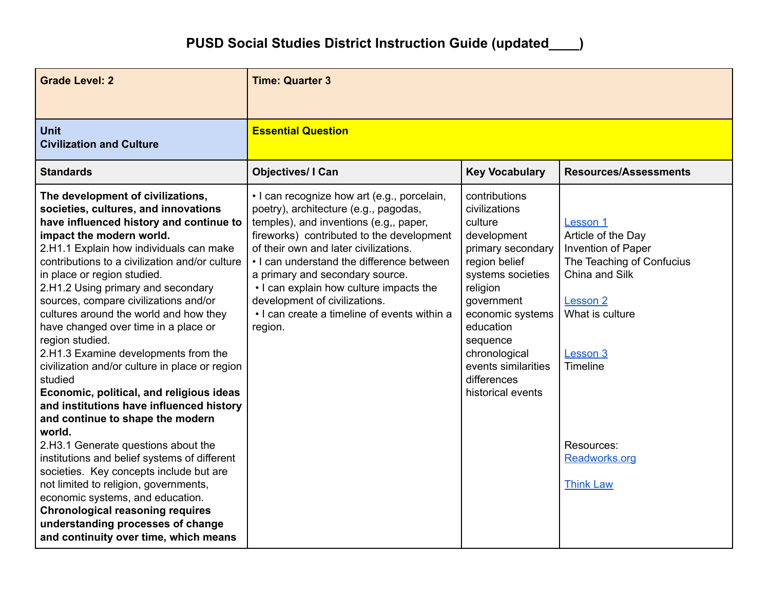# PUSD Social Studies District Instruction Guide (updated____)

| **Grade Level: 2** | **Time: Quarter 3** | | |
|---|---|---|---|
| **Unit**<br>**Civilization and Culture** | **Essential Question** | | |
| **Standards** | **Objectives/ I Can** | **Key Vocabulary** | **Resources/Assessments** |
| **The development of civilizations, societies, cultures, and innovations have influenced history and continue to impact the modern world.**<br>2.H1.1 Explain how individuals can make contributions to a civilization and/or culture in place or region studied.<br>2.H1.2 Using primary and secondary sources, compare civilizations and/or cultures around the world and how they have changed over time in a place or region studied.<br>2.H1.3 Examine developments from the civilization and/or culture in place or region studied<br>**Economic, political, and religious ideas and institutions have influenced history and continue to shape the modern world.**<br>2.H3.1 Generate questions about the institutions and belief systems of different societies. Key concepts include but are not limited to religion, governments, economic systems, and education.<br>**Chronological reasoning requires understanding processes of change and continuity over time, which means** | • I can recognize how art (e.g., porcelain, poetry), architecture (e.g., pagodas, temples), and inventions (e.g,, paper, fireworks) contributed to the development of their own and later civilizations.<br>• I can understand the difference between a primary and secondary source.<br>• I can explain how culture impacts the development of civilizations.<br>• I can create a timeline of events within a region. | contributions<br>civilizations<br>culture<br>development<br>primary secondary<br>region belief systems societies<br>religion<br>government<br>economic systems<br>education<br>sequence<br>chronological<br>events similarities<br>differences<br>historical events | Lesson 1<br>Article of the Day<br>Invention of Paper<br>The Teaching of Confucius<br>China and Silk<br><br>Lesson 2<br>What is culture<br><br>Lesson 3<br>Timeline<br><br>Resources:<br>Readworks.org<br><br>Think Law |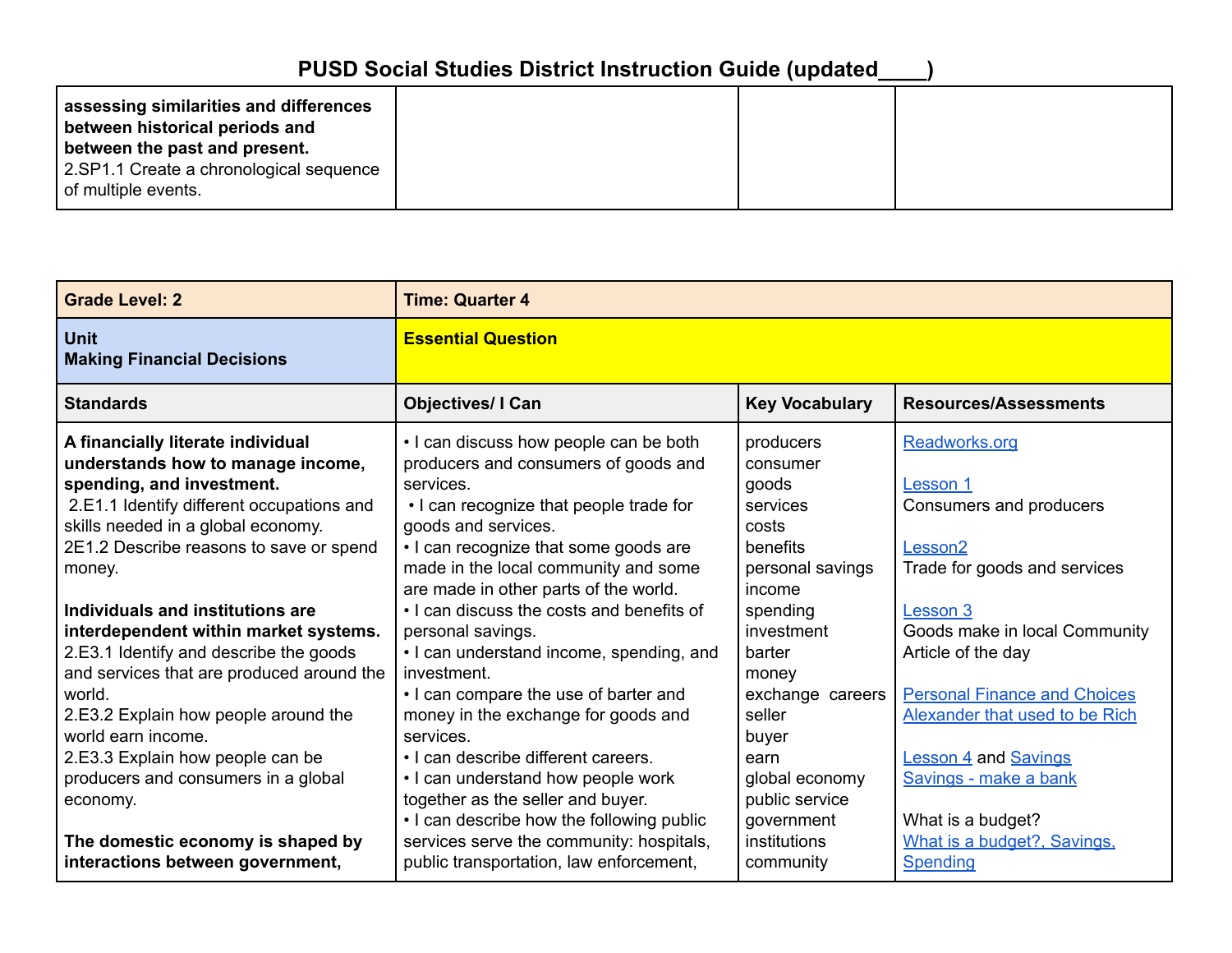# PUSD Social Studies District Instruction Guide (updated____)

| | | | |
|---|---|---|---|
| **assessing similarities and differences between historical periods and between the past and present.**<br>2.SP1.1 Create a chronological sequence of multiple events. | | | |

| Grade Level: 2 | Time: Quarter 4 | | |
|---|---|---|---|
| **Unit**<br>**Making Financial Decisions** | **Essential Question** | | |
| **Standards** | **Objectives/ I Can** | **Key Vocabulary** | **Resources/Assessments** |
| **A financially literate individual understands how to manage income, spending, and investment.**<br>2.E1.1 Identify different occupations and skills needed in a global economy.<br>2E1.2 Describe reasons to save or spend money.<br><br>**Individuals and institutions are interdependent within market systems.**<br>2.E3.1 Identify and describe the goods and services that are produced around the world.<br>2.E3.2 Explain how people around the world earn income.<br>2.E3.3 Explain how people can be producers and consumers in a global economy.<br><br>**The domestic economy is shaped by interactions between government,** | • I can discuss how people can be both producers and consumers of goods and services.<br>• I can recognize that people trade for goods and services.<br>• I can recognize that some goods are made in the local community and some are made in other parts of the world.<br>• I can discuss the costs and benefits of personal savings.<br>• I can understand income, spending, and investment.<br>• I can compare the use of barter and money in the exchange for goods and services.<br>• I can describe different careers.<br>• I can understand how people work together as the seller and buyer.<br>• I can describe how the following public services serve the community: hospitals, public transportation, law enforcement, | producers<br>consumer<br>goods<br>services<br>costs<br>benefits<br>personal savings<br>income<br>spending<br>investment<br>barter<br>money<br>exchange careers<br>seller<br>buyer<br>earn<br>global economy<br>public service<br>government<br>institutions<br>community | Readworks.org<br><br>Lesson 1<br>Consumers and producers<br><br>Lesson2<br>Trade for goods and services<br><br>Lesson 3<br>Goods make in local Community<br>Article of the day<br><br>Personal Finance and Choices<br>Alexander that used to be Rich<br><br>Lesson 4 and Savings<br>Savings - make a bank<br><br>What is a budget?<br>What is a budget?, Savings, Spending |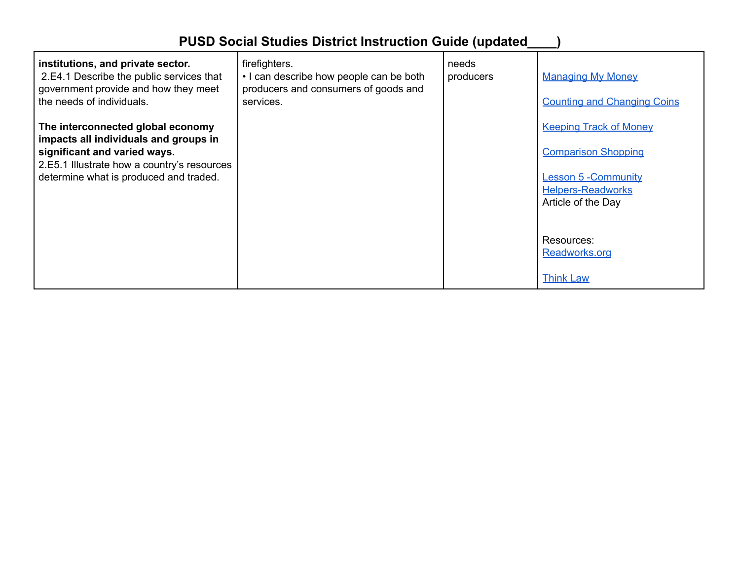# PUSD Social Studies District Instruction Guide (updated____)

| | | | |
|---|---|---|---|
| **institutions, and private sector.**<br>2.E4.1 Describe the public services that government provide and how they meet the needs of individuals.<br><br>**The interconnected global economy impacts all individuals and groups in significant and varied ways.**<br>2.E5.1 Illustrate how a country's resources determine what is produced and traded. | firefighters.<br>• I can describe how people can be both producers and consumers of goods and services. | needs<br>producers | Managing My Money<br><br>Counting and Changing Coins<br><br>Keeping Track of Money<br><br>Comparison Shopping<br><br>Lesson 5 -Community Helpers-Readworks<br>Article of the Day<br><br>Resources:<br>Readworks.org<br><br>Think Law |